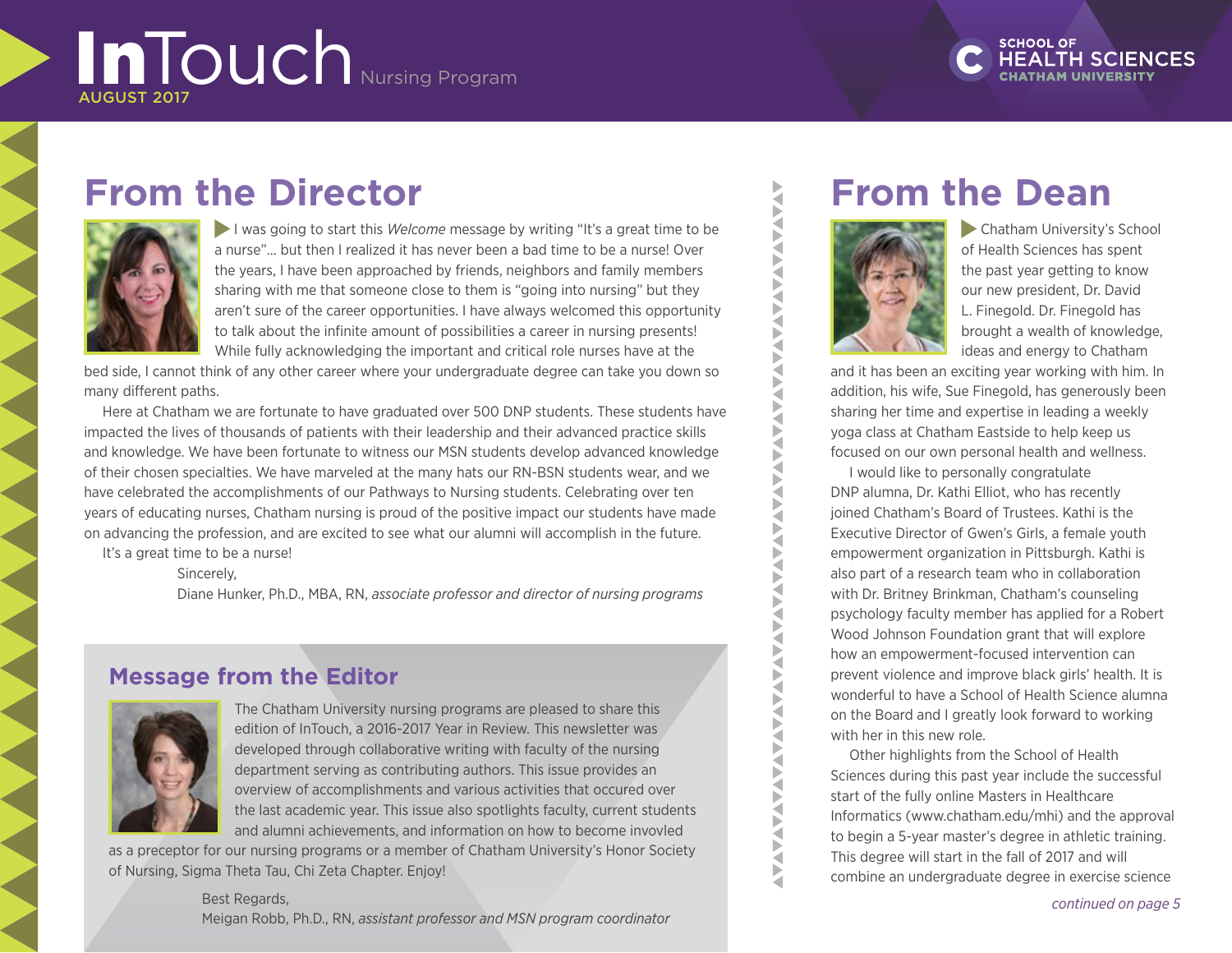# InTouch Nursing Program

AUGUST 2017

SCHOOL OF HEALTH SCIENCES
CHATHAM UNIVERSITY

## From the Director

I was going to start this *Welcome* message by writing "It's a great time to be a nurse"... but then I realized it has never been a bad time to be a nurse! Over the years, I have been approached by friends, neighbors and family members sharing with me that someone close to them is "going into nursing" but they aren't sure of the career opportunities. I have always welcomed this opportunity to talk about the infinite amount of possibilities a career in nursing presents! While fully acknowledging the important and critical role nurses have at the bed side, I cannot think of any other career where your undergraduate degree can take you down so many different paths.

Here at Chatham we are fortunate to have graduated over 500 DNP students. These students have impacted the lives of thousands of patients with their leadership and their advanced practice skills and knowledge. We have been fortunate to witness our MSN students develop advanced knowledge of their chosen specialties. We have marveled at the many hats our RN-BSN students wear, and we have celebrated the accomplishments of our Pathways to Nursing students. Celebrating over ten years of educating nurses, Chatham nursing is proud of the positive impact our students have made on advancing the profession, and are excited to see what our alumni will accomplish in the future.

It's a great time to be a nurse!

Sincerely,

Diane Hunker, Ph.D., MBA, RN, *associate professor and director of nursing programs*

### Message from the Editor

The Chatham University nursing programs are pleased to share this edition of InTouch, a 2016-2017 Year in Review. This newsletter was developed through collaborative writing with faculty of the nursing department serving as contributing authors. This issue provides an overview of accomplishments and various activities that occured over the last academic year. This issue also spotlights faculty, current students and alumni achievements, and information on how to become involved as a preceptor for our nursing programs or a member of Chatham University's Honor Society of Nursing, Sigma Theta Tau, Chi Zeta Chapter. Enjoy!

Best Regards,

Meigan Robb, Ph.D., RN, *assistant professor and MSN program coordinator*

## From the Dean

Chatham University's School of Health Sciences has spent the past year getting to know our new president, Dr. David L. Finegold. Dr. Finegold has brought a wealth of knowledge, ideas and energy to Chatham and it has been an exciting year working with him. In addition, his wife, Sue Finegold, has generously been sharing her time and expertise in leading a weekly yoga class at Chatham Eastside to help keep us focused on our own personal health and wellness.

I would like to personally congratulate DNP alumna, Dr. Kathi Elliot, who has recently joined Chatham's Board of Trustees. Kathi is the Executive Director of Gwen's Girls, a female youth empowerment organization in Pittsburgh. Kathi is also part of a research team who in collaboration with Dr. Britney Brinkman, Chatham's counseling psychology faculty member has applied for a Robert Wood Johnson Foundation grant that will explore how an empowerment-focused intervention can prevent violence and improve black girls' health. It is wonderful to have a School of Health Science alumna on the Board and I greatly look forward to working with her in this new role.

Other highlights from the School of Health Sciences during this past year include the successful start of the fully online Masters in Healthcare Informatics (www.chatham.edu/mhi) and the approval to begin a 5-year master's degree in athletic training. This degree will start in the fall of 2017 and will combine an undergraduate degree in exercise science

*continued on page 5*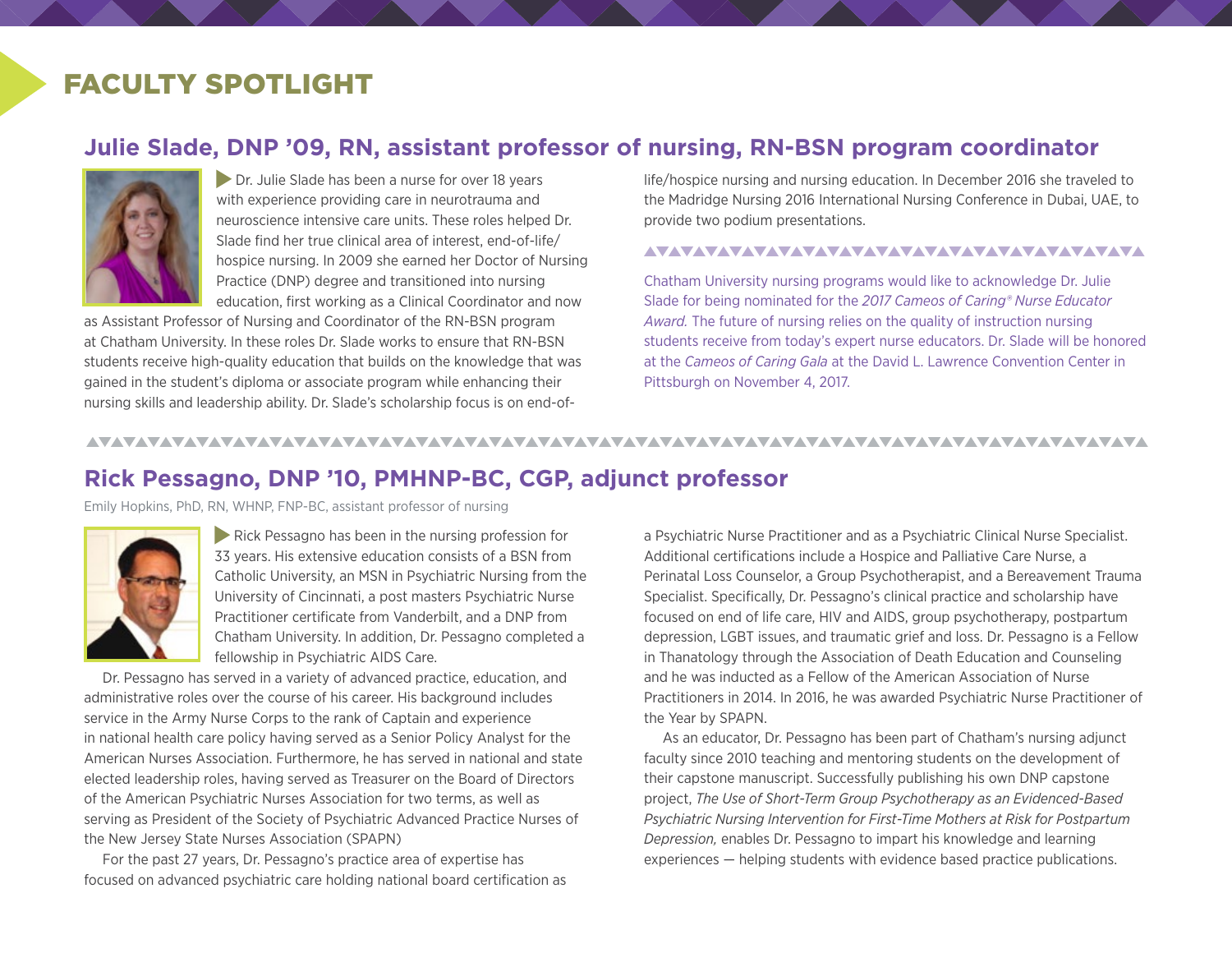# FACULTY SPOTLIGHT

## Julie Slade, DNP '09, RN, assistant professor of nursing, RN-BSN program coordinator

Dr. Julie Slade has been a nurse for over 18 years with experience providing care in neurotrauma and neuroscience intensive care units. These roles helped Dr. Slade find her true clinical area of interest, end-of-life/hospice nursing. In 2009 she earned her Doctor of Nursing Practice (DNP) degree and transitioned into nursing education, first working as a Clinical Coordinator and now as Assistant Professor of Nursing and Coordinator of the RN-BSN program at Chatham University. In these roles Dr. Slade works to ensure that RN-BSN students receive high-quality education that builds on the knowledge that was gained in the student's diploma or associate program while enhancing their nursing skills and leadership ability. Dr. Slade's scholarship focus is on end-of-life/hospice nursing and nursing education. In December 2016 she traveled to the Madridge Nursing 2016 International Nursing Conference in Dubai, UAE, to provide two podium presentations.

Chatham University nursing programs would like to acknowledge Dr. Julie Slade for being nominated for the *2017 Cameos of Caring® Nurse Educator Award.* The future of nursing relies on the quality of instruction nursing students receive from today's expert nurse educators. Dr. Slade will be honored at the *Cameos of Caring Gala* at the David L. Lawrence Convention Center in Pittsburgh on November 4, 2017.

## Rick Pessagno, DNP '10, PMHNP-BC, CGP, adjunct professor

Emily Hopkins, PhD, RN, WHNP, FNP-BC, assistant professor of nursing

Rick Pessagno has been in the nursing profession for 33 years. His extensive education consists of a BSN from Catholic University, an MSN in Psychiatric Nursing from the University of Cincinnati, a post masters Psychiatric Nurse Practitioner certificate from Vanderbilt, and a DNP from Chatham University. In addition, Dr. Pessagno completed a fellowship in Psychiatric AIDS Care.

Dr. Pessagno has served in a variety of advanced practice, education, and administrative roles over the course of his career. His background includes service in the Army Nurse Corps to the rank of Captain and experience in national health care policy having served as a Senior Policy Analyst for the American Nurses Association. Furthermore, he has served in national and state elected leadership roles, having served as Treasurer on the Board of Directors of the American Psychiatric Nurses Association for two terms, as well as serving as President of the Society of Psychiatric Advanced Practice Nurses of the New Jersey State Nurses Association (SPAPN)

For the past 27 years, Dr. Pessagno's practice area of expertise has focused on advanced psychiatric care holding national board certification as a Psychiatric Nurse Practitioner and as a Psychiatric Clinical Nurse Specialist. Additional certifications include a Hospice and Palliative Care Nurse, a Perinatal Loss Counselor, a Group Psychotherapist, and a Bereavement Trauma Specialist. Specifically, Dr. Pessagno's clinical practice and scholarship have focused on end of life care, HIV and AIDS, group psychotherapy, postpartum depression, LGBT issues, and traumatic grief and loss. Dr. Pessagno is a Fellow in Thanatology through the Association of Death Education and Counseling and he was inducted as a Fellow of the American Association of Nurse Practitioners in 2014. In 2016, he was awarded Psychiatric Nurse Practitioner of the Year by SPAPN.

As an educator, Dr. Pessagno has been part of Chatham's nursing adjunct faculty since 2010 teaching and mentoring students on the development of their capstone manuscript. Successfully publishing his own DNP capstone project, *The Use of Short-Term Group Psychotherapy as an Evidenced-Based Psychiatric Nursing Intervention for First-Time Mothers at Risk for Postpartum Depression,* enables Dr. Pessagno to impart his knowledge and learning experiences — helping students with evidence based practice publications.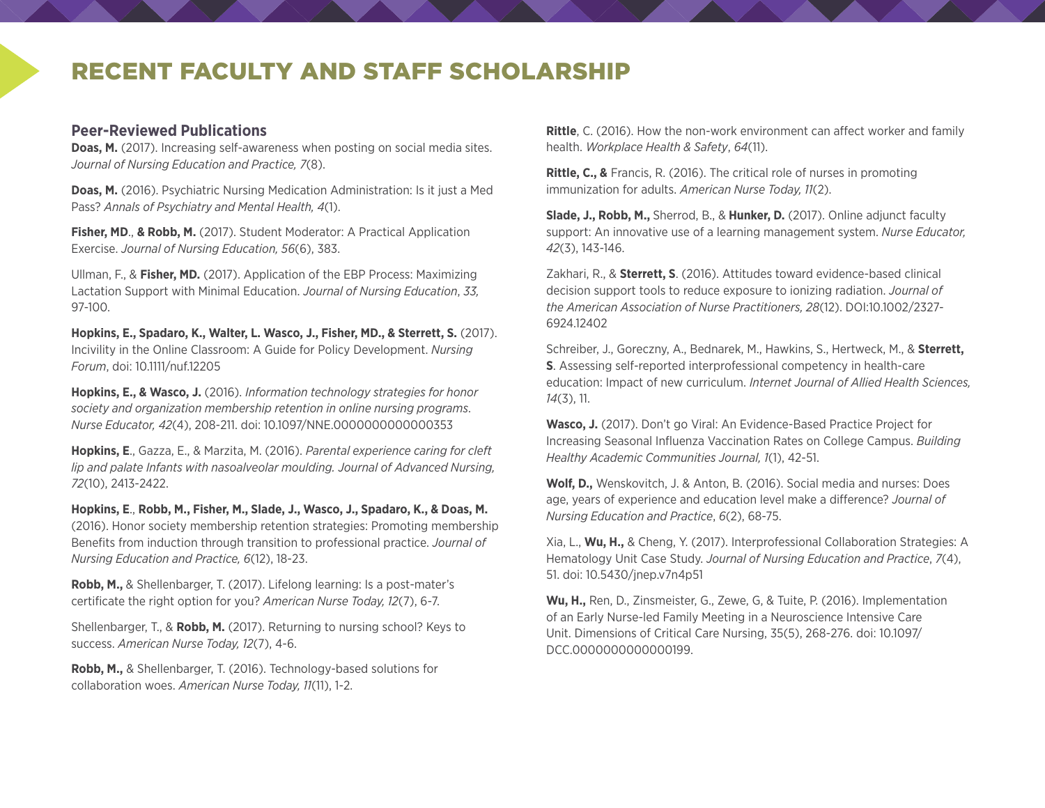# RECENT FACULTY AND STAFF SCHOLARSHIP

## Peer-Reviewed Publications

**Doas, M.** (2017). Increasing self-awareness when posting on social media sites. *Journal of Nursing Education and Practice, 7*(8).

**Doas, M.** (2016). Psychiatric Nursing Medication Administration: Is it just a Med Pass? *Annals of Psychiatry and Mental Health, 4*(1).

**Fisher, MD**., **& Robb, M.** (2017). Student Moderator: A Practical Application Exercise. *Journal of Nursing Education, 56*(6), 383.

Ullman, F., & **Fisher, MD.** (2017). Application of the EBP Process: Maximizing Lactation Support with Minimal Education. *Journal of Nursing Education*, *33,* 97-100.

**Hopkins, E., Spadaro, K., Walter, L. Wasco, J., Fisher, MD., & Sterrett, S.** (2017). Incivility in the Online Classroom: A Guide for Policy Development. *Nursing Forum*, doi: 10.1111/nuf.12205

**Hopkins, E., & Wasco, J.** (2016). *Information technology strategies for honor society and organization membership retention in online nursing programs*. *Nurse Educator, 42*(4), 208-211. doi: 10.1097/NNE.0000000000000353

**Hopkins, E**., Gazza, E., & Marzita, M. (2016). *Parental experience caring for cleft lip and palate Infants with nasoalveolar moulding. Journal of Advanced Nursing, 72*(10), 2413-2422.

**Hopkins, E**., **Robb, M., Fisher, M., Slade, J., Wasco, J., Spadaro, K., & Doas, M.** (2016). Honor society membership retention strategies: Promoting membership Benefits from induction through transition to professional practice. *Journal of Nursing Education and Practice, 6*(12), 18-23.

**Robb, M.,** & Shellenbarger, T. (2017). Lifelong learning: Is a post-mater's certificate the right option for you? *American Nurse Today, 12*(7), 6-7.

Shellenbarger, T., & **Robb, M.** (2017). Returning to nursing school? Keys to success. *American Nurse Today, 12*(7), 4-6.

**Robb, M.,** & Shellenbarger, T. (2016). Technology-based solutions for collaboration woes. *American Nurse Today, 11*(11), 1-2.

**Rittle**, C. (2016). How the non-work environment can affect worker and family health. *Workplace Health & Safety*, *64*(11).

**Rittle, C., &** Francis, R. (2016). The critical role of nurses in promoting immunization for adults. *American Nurse Today, 11*(2).

**Slade, J., Robb, M.,** Sherrod, B., & **Hunker, D.** (2017). Online adjunct faculty support: An innovative use of a learning management system. *Nurse Educator, 42*(3), 143-146.

Zakhari, R., & **Sterrett, S**. (2016). Attitudes toward evidence-based clinical decision support tools to reduce exposure to ionizing radiation. *Journal of the American Association of Nurse Practitioners, 28*(12). DOI:10.1002/2327-6924.12402

Schreiber, J., Goreczny, A., Bednarek, M., Hawkins, S., Hertweck, M., & **Sterrett, S**. Assessing self-reported interprofessional competency in health-care education: Impact of new curriculum. *Internet Journal of Allied Health Sciences, 14*(3), 11.

**Wasco, J.** (2017). Don't go Viral: An Evidence-Based Practice Project for Increasing Seasonal Influenza Vaccination Rates on College Campus. *Building Healthy Academic Communities Journal, 1*(1), 42-51.

**Wolf, D.,** Wenskovitch, J. & Anton, B. (2016). Social media and nurses: Does age, years of experience and education level make a difference? *Journal of Nursing Education and Practice*, *6*(2), 68-75.

Xia, L., **Wu, H.,** & Cheng, Y. (2017). Interprofessional Collaboration Strategies: A Hematology Unit Case Study. *Journal of Nursing Education and Practice*, *7*(4), 51. doi: 10.5430/jnep.v7n4p51

**Wu, H.,** Ren, D., Zinsmeister, G., Zewe, G, & Tuite, P. (2016). Implementation of an Early Nurse-led Family Meeting in a Neuroscience Intensive Care Unit. Dimensions of Critical Care Nursing, 35(5), 268-276. doi: 10.1097/DCC.0000000000000199.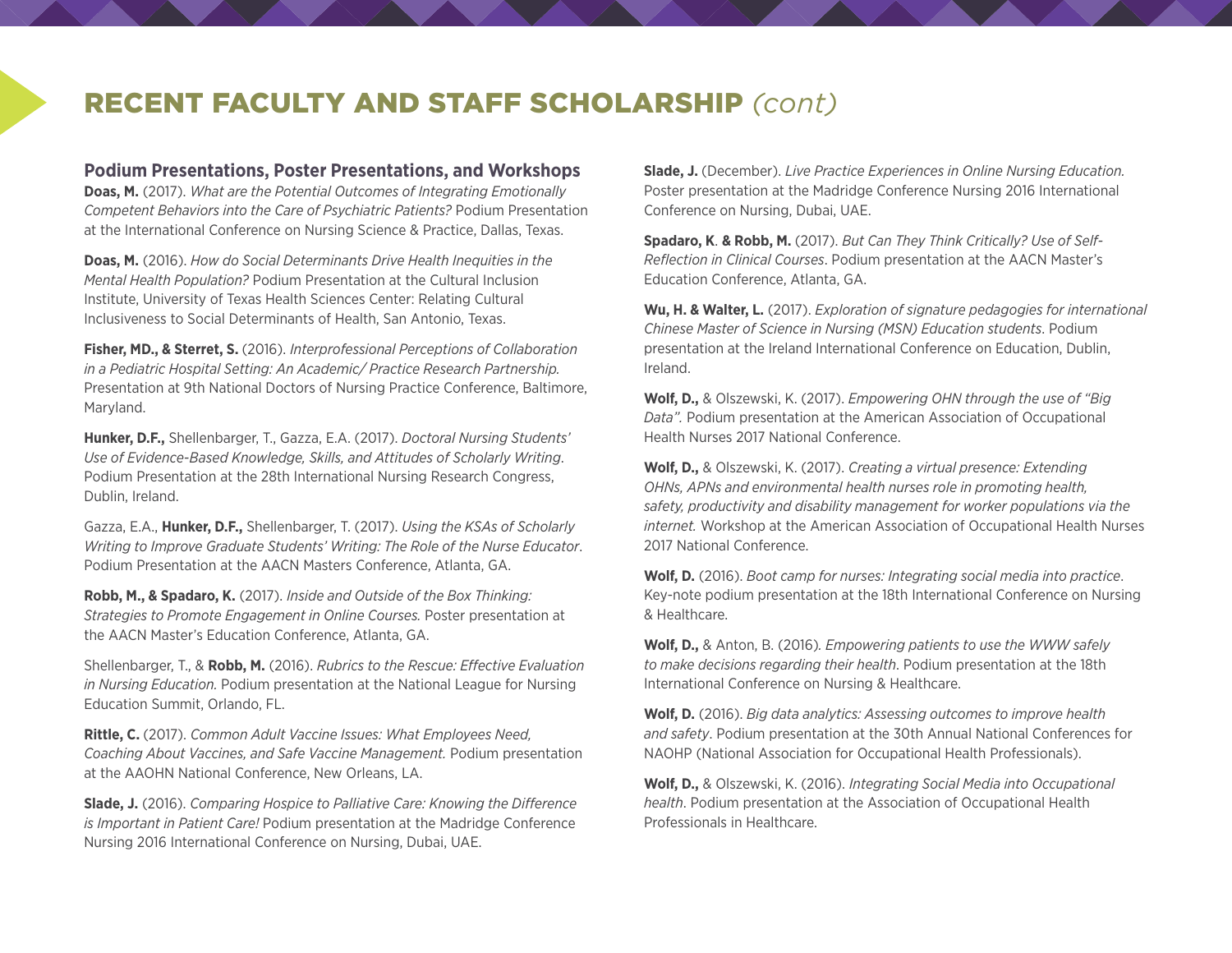# RECENT FACULTY AND STAFF SCHOLARSHIP *(cont)*

## Podium Presentations, Poster Presentations, and Workshops

**Doas, M.** (2017). *What are the Potential Outcomes of Integrating Emotionally Competent Behaviors into the Care of Psychiatric Patients?* Podium Presentation at the International Conference on Nursing Science & Practice, Dallas, Texas.

**Doas, M.** (2016). *How do Social Determinants Drive Health Inequities in the Mental Health Population?* Podium Presentation at the Cultural Inclusion Institute, University of Texas Health Sciences Center: Relating Cultural Inclusiveness to Social Determinants of Health, San Antonio, Texas.

**Fisher, MD., & Sterret, S.** (2016). *Interprofessional Perceptions of Collaboration in a Pediatric Hospital Setting: An Academic/ Practice Research Partnership.* Presentation at 9th National Doctors of Nursing Practice Conference, Baltimore, Maryland.

**Hunker, D.F.,** Shellenbarger, T., Gazza, E.A. (2017). *Doctoral Nursing Students' Use of Evidence-Based Knowledge, Skills, and Attitudes of Scholarly Writing*. Podium Presentation at the 28th International Nursing Research Congress, Dublin, Ireland.

Gazza, E.A., **Hunker, D.F.,** Shellenbarger, T. (2017). *Using the KSAs of Scholarly Writing to Improve Graduate Students' Writing: The Role of the Nurse Educator*. Podium Presentation at the AACN Masters Conference, Atlanta, GA.

**Robb, M., & Spadaro, K.** (2017). *Inside and Outside of the Box Thinking: Strategies to Promote Engagement in Online Courses.* Poster presentation at the AACN Master's Education Conference, Atlanta, GA.

Shellenbarger, T., & **Robb, M.** (2016). *Rubrics to the Rescue: Effective Evaluation in Nursing Education.* Podium presentation at the National League for Nursing Education Summit, Orlando, FL.

**Rittle, C.** (2017). *Common Adult Vaccine Issues: What Employees Need, Coaching About Vaccines, and Safe Vaccine Management.* Podium presentation at the AAOHN National Conference, New Orleans, LA.

**Slade, J.** (2016). *Comparing Hospice to Palliative Care: Knowing the Difference is Important in Patient Care!* Podium presentation at the Madridge Conference Nursing 2016 International Conference on Nursing, Dubai, UAE.

**Slade, J.** (December). *Live Practice Experiences in Online Nursing Education.* Poster presentation at the Madridge Conference Nursing 2016 International Conference on Nursing, Dubai, UAE.

**Spadaro, K**. **& Robb, M.** (2017). *But Can They Think Critically? Use of Self-Reflection in Clinical Courses*. Podium presentation at the AACN Master's Education Conference, Atlanta, GA.

**Wu, H. & Walter, L.** (2017). *Exploration of signature pedagogies for international Chinese Master of Science in Nursing (MSN) Education students*. Podium presentation at the Ireland International Conference on Education, Dublin, Ireland.

**Wolf, D.,** & Olszewski, K. (2017). *Empowering OHN through the use of "Big Data".* Podium presentation at the American Association of Occupational Health Nurses 2017 National Conference.

**Wolf, D.,** & Olszewski, K. (2017). *Creating a virtual presence: Extending OHNs, APNs and environmental health nurses role in promoting health, safety, productivity and disability management for worker populations via the internet.* Workshop at the American Association of Occupational Health Nurses 2017 National Conference.

**Wolf, D.** (2016). *Boot camp for nurses: Integrating social media into practice*. Key-note podium presentation at the 18th International Conference on Nursing & Healthcare.

**Wolf, D.,** & Anton, B. (2016). *Empowering patients to use the WWW safely to make decisions regarding their health*. Podium presentation at the 18th International Conference on Nursing & Healthcare.

**Wolf, D.** (2016). *Big data analytics: Assessing outcomes to improve health and safety*. Podium presentation at the 30th Annual National Conferences for NAOHP (National Association for Occupational Health Professionals).

**Wolf, D.,** & Olszewski, K. (2016). *Integrating Social Media into Occupational health*. Podium presentation at the Association of Occupational Health Professionals in Healthcare.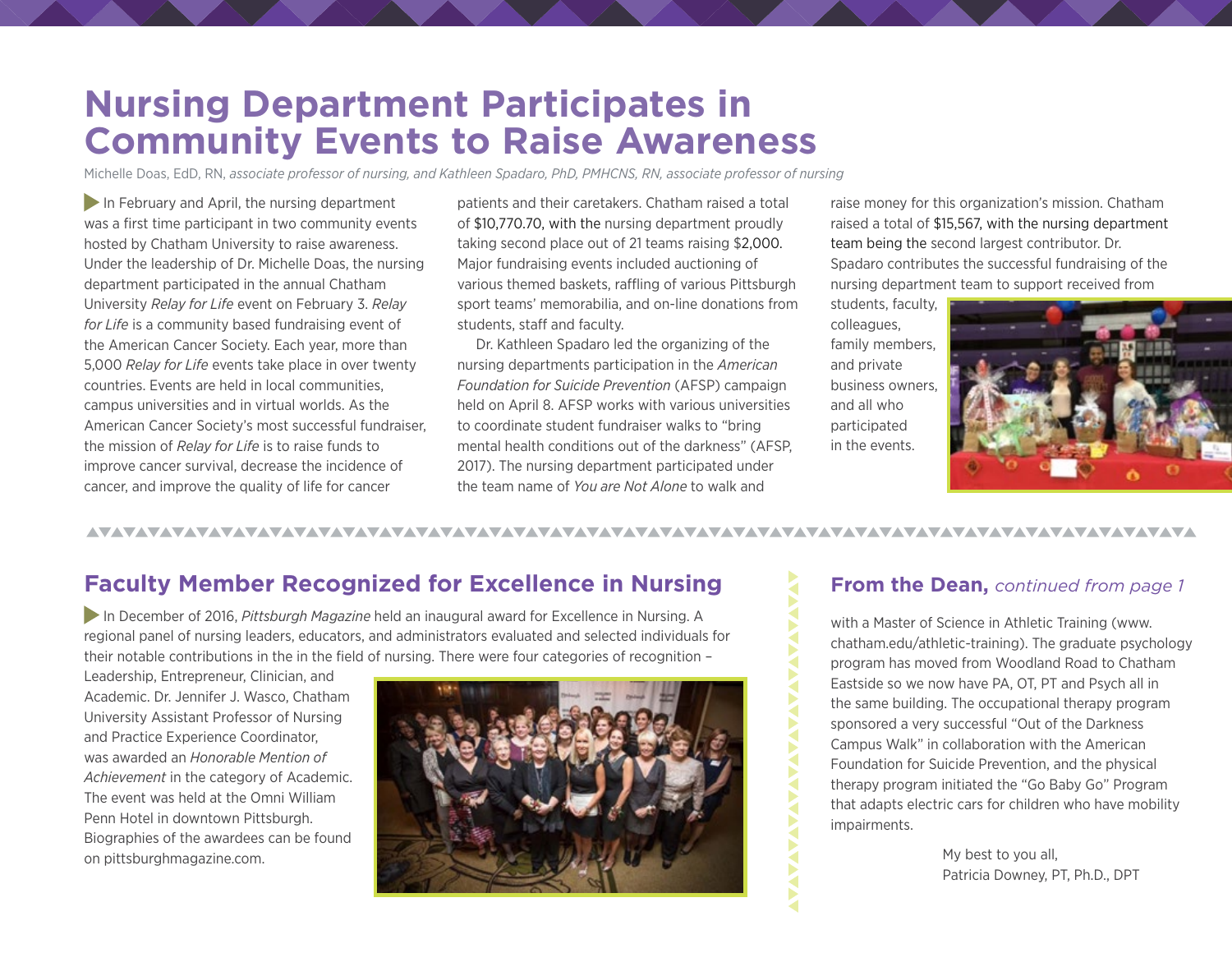# Nursing Department Participates in Community Events to Raise Awareness

Michelle Doas, EdD, RN, *associate professor of nursing, and Kathleen Spadaro, PhD, PMHCNS, RN, associate professor of nursing*

In February and April, the nursing department was a first time participant in two community events hosted by Chatham University to raise awareness. Under the leadership of Dr. Michelle Doas, the nursing department participated in the annual Chatham University *Relay for Life* event on February 3. *Relay for Life* is a community based fundraising event of the American Cancer Society. Each year, more than 5,000 *Relay for Life* events take place in over twenty countries. Events are held in local communities, campus universities and in virtual worlds. As the American Cancer Society's most successful fundraiser, the mission of *Relay for Life* is to raise funds to improve cancer survival, decrease the incidence of cancer, and improve the quality of life for cancer patients and their caretakers. Chatham raised a total of $10,770.70, with the nursing department proudly taking second place out of 21 teams raising $2,000. Major fundraising events included auctioning of various themed baskets, raffling of various Pittsburgh sport teams' memorabilia, and on-line donations from students, staff and faculty.

Dr. Kathleen Spadaro led the organizing of the nursing departments participation in the *American Foundation for Suicide Prevention* (AFSP) campaign held on April 8. AFSP works with various universities to coordinate student fundraiser walks to "bring mental health conditions out of the darkness" (AFSP, 2017). The nursing department participated under the team name of *You are Not Alone* to walk and raise money for this organization's mission. Chatham raised a total of $15,567, with the nursing department team being the second largest contributor. Dr. Spadaro contributes the successful fundraising of the nursing department team to support received from students, faculty, colleagues, family members, and private business owners, and all who participated in the events.

## Faculty Member Recognized for Excellence in Nursing

In December of 2016, *Pittsburgh Magazine* held an inaugural award for Excellence in Nursing. A regional panel of nursing leaders, educators, and administrators evaluated and selected individuals for their notable contributions in the in the field of nursing. There were four categories of recognition – Leadership, Entrepreneur, Clinician, and Academic. Dr. Jennifer J. Wasco, Chatham University Assistant Professor of Nursing and Practice Experience Coordinator, was awarded an *Honorable Mention of Achievement* in the category of Academic. The event was held at the Omni William Penn Hotel in downtown Pittsburgh. Biographies of the awardees can be found on pittsburghmagazine.com.

## From the Dean, *continued from page 1*

with a Master of Science in Athletic Training (www.chatham.edu/athletic-training). The graduate psychology program has moved from Woodland Road to Chatham Eastside so we now have PA, OT, PT and Psych all in the same building. The occupational therapy program sponsored a very successful "Out of the Darkness Campus Walk" in collaboration with the American Foundation for Suicide Prevention, and the physical therapy program initiated the "Go Baby Go" Program that adapts electric cars for children who have mobility impairments.

My best to you all,
Patricia Downey, PT, Ph.D., DPT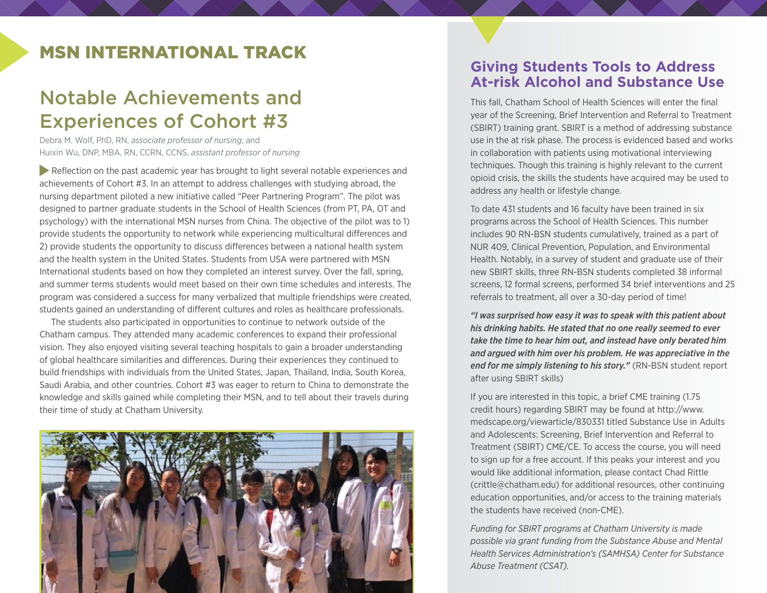# MSN INTERNATIONAL TRACK

## Notable Achievements and Experiences of Cohort #3

Debra M. Wolf, PhD, RN, *associate professor of nursing*, and
Huixin Wu, DNP, MBA, RN, CCRN, CCNS, *assistant professor of nursing*

Reflection on the past academic year has brought to light several notable experiences and achievements of Cohort #3. In an attempt to address challenges with studying abroad, the nursing department piloted a new initiative called "Peer Partnering Program". The pilot was designed to partner graduate students in the School of Health Sciences (from PT, PA, OT and psychology) with the international MSN nurses from China. The objective of the pilot was to 1) provide students the opportunity to network while experiencing multicultural differences and 2) provide students the opportunity to discuss differences between a national health system and the health system in the United States. Students from USA were partnered with MSN International students based on how they completed an interest survey. Over the fall, spring, and summer terms students would meet based on their own time schedules and interests. The program was considered a success for many verbalized that multiple friendships were created, students gained an understanding of different cultures and roles as healthcare professionals.

The students also participated in opportunities to continue to network outside of the Chatham campus. They attended many academic conferences to expand their professional vision. They also enjoyed visiting several teaching hospitals to gain a broader understanding of global healthcare similarities and differences. During their experiences they continued to build friendships with individuals from the United States, Japan, Thailand, India, South Korea, Saudi Arabia, and other countries. Cohort #3 was eager to return to China to demonstrate the knowledge and skills gained while completing their MSN, and to tell about their travels during their time of study at Chatham University.

## Giving Students Tools to Address At-risk Alcohol and Substance Use

This fall, Chatham School of Health Sciences will enter the final year of the Screening, Brief Intervention and Referral to Treatment (SBIRT) training grant. SBIRT is a method of addressing substance use in the at risk phase. The process is evidenced based and works in collaboration with patients using motivational interviewing techniques. Though this training is highly relevant to the current opioid crisis, the skills the students have acquired may be used to address any health or lifestyle change.

To date 431 students and 16 faculty have been trained in six programs across the School of Health Sciences. This number includes 90 RN-BSN students cumulatively, trained as a part of NUR 409, Clinical Prevention, Population, and Environmental Health. Notably, in a survey of student and graduate use of their new SBIRT skills, three RN-BSN students completed 38 informal screens, 12 formal screens, performed 34 brief interventions and 25 referrals to treatment, all over a 30-day period of time!

***"I was surprised how easy it was to speak with this patient about his drinking habits. He stated that no one really seemed to ever take the time to hear him out, and instead have only berated him and argued with him over his problem. He was appreciative in the end for me simply listening to his story."*** (RN-BSN student report after using SBIRT skills)

If you are interested in this topic, a brief CME training (1.75 credit hours) regarding SBIRT may be found at http://www.medscape.org/viewarticle/830331 titled Substance Use in Adults and Adolescents: Screening, Brief Intervention and Referral to Treatment (SBIRT) CME/CE. To access the course, you will need to sign up for a free account. If this peaks your interest and you would like additional information, please contact Chad Rittle (crittle@chatham.edu) for additional resources, other continuing education opportunities, and/or access to the training materials the students have received (non-CME).

*Funding for SBIRT programs at Chatham University is made possible via grant funding from the Substance Abuse and Mental Health Services Administration's (SAMHSA) Center for Substance Abuse Treatment (CSAT).*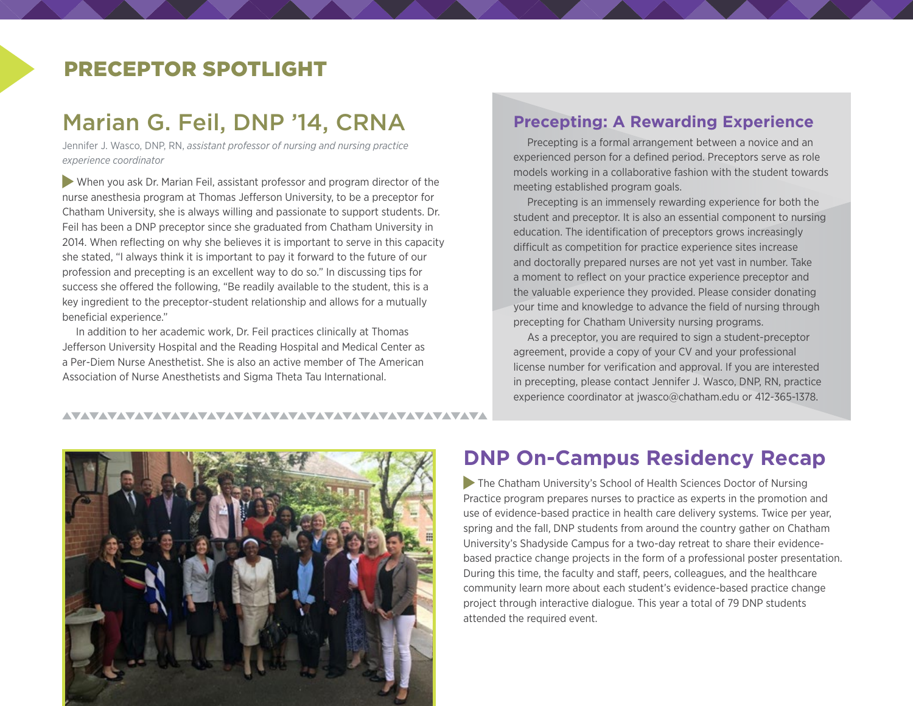# PRECEPTOR SPOTLIGHT

## Marian G. Feil, DNP ’14, CRNA

Jennifer J. Wasco, DNP, RN, *assistant professor of nursing and nursing practice experience coordinator*

When you ask Dr. Marian Feil, assistant professor and program director of the nurse anesthesia program at Thomas Jefferson University, to be a preceptor for Chatham University, she is always willing and passionate to support students. Dr. Feil has been a DNP preceptor since she graduated from Chatham University in 2014. When reflecting on why she believes it is important to serve in this capacity she stated, “I always think it is important to pay it forward to the future of our profession and precepting is an excellent way to do so.” In discussing tips for success she offered the following, “Be readily available to the student, this is a key ingredient to the preceptor-student relationship and allows for a mutually beneficial experience.”

In addition to her academic work, Dr. Feil practices clinically at Thomas Jefferson University Hospital and the Reading Hospital and Medical Center as a Per-Diem Nurse Anesthetist. She is also an active member of The American Association of Nurse Anesthetists and Sigma Theta Tau International.

## Precepting: A Rewarding Experience

Precepting is a formal arrangement between a novice and an experienced person for a defined period. Preceptors serve as role models working in a collaborative fashion with the student towards meeting established program goals.

Precepting is an immensely rewarding experience for both the student and preceptor. It is also an essential component to nursing education. The identification of preceptors grows increasingly difficult as competition for practice experience sites increase and doctorally prepared nurses are not yet vast in number. Take a moment to reflect on your practice experience preceptor and the valuable experience they provided. Please consider donating your time and knowledge to advance the field of nursing through precepting for Chatham University nursing programs.

As a preceptor, you are required to sign a student-preceptor agreement, provide a copy of your CV and your professional license number for verification and approval. If you are interested in precepting, please contact Jennifer J. Wasco, DNP, RN, practice experience coordinator at jwasco@chatham.edu or 412-365-1378.

## DNP On-Campus Residency Recap

The Chatham University’s School of Health Sciences Doctor of Nursing Practice program prepares nurses to practice as experts in the promotion and use of evidence-based practice in health care delivery systems. Twice per year, spring and the fall, DNP students from around the country gather on Chatham University’s Shadyside Campus for a two-day retreat to share their evidence-based practice change projects in the form of a professional poster presentation. During this time, the faculty and staff, peers, colleagues, and the healthcare community learn more about each student’s evidence-based practice change project through interactive dialogue. This year a total of 79 DNP students attended the required event.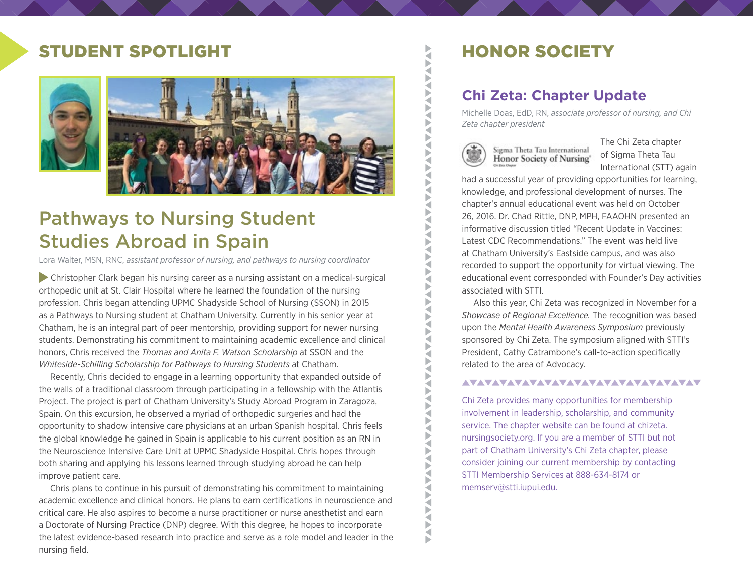# STUDENT SPOTLIGHT

## Pathways to Nursing Student Studies Abroad in Spain

Lora Walter, MSN, RNC, *assistant professor of nursing, and pathways to nursing coordinator*

Christopher Clark began his nursing career as a nursing assistant on a medical-surgical orthopedic unit at St. Clair Hospital where he learned the foundation of the nursing profession. Chris began attending UPMC Shadyside School of Nursing (SSON) in 2015 as a Pathways to Nursing student at Chatham University. Currently in his senior year at Chatham, he is an integral part of peer mentorship, providing support for newer nursing students. Demonstrating his commitment to maintaining academic excellence and clinical honors, Chris received the *Thomas and Anita F. Watson Scholarship* at SSON and the *Whiteside-Schilling Scholarship for Pathways to Nursing Students* at Chatham.

Recently, Chris decided to engage in a learning opportunity that expanded outside of the walls of a traditional classroom through participating in a fellowship with the Atlantis Project. The project is part of Chatham University's Study Abroad Program in Zaragoza, Spain. On this excursion, he observed a myriad of orthopedic surgeries and had the opportunity to shadow intensive care physicians at an urban Spanish hospital. Chris feels the global knowledge he gained in Spain is applicable to his current position as an RN in the Neuroscience Intensive Care Unit at UPMC Shadyside Hospital. Chris hopes through both sharing and applying his lessons learned through studying abroad he can help improve patient care.

Chris plans to continue in his pursuit of demonstrating his commitment to maintaining academic excellence and clinical honors. He plans to earn certifications in neuroscience and critical care. He also aspires to become a nurse practitioner or nurse anesthetist and earn a Doctorate of Nursing Practice (DNP) degree. With this degree, he hopes to incorporate the latest evidence-based research into practice and serve as a role model and leader in the nursing field.

# HONOR SOCIETY

## Chi Zeta: Chapter Update

Michelle Doas, EdD, RN, *associate professor of nursing, and Chi Zeta chapter president*

Sigma Theta Tau International Honor Society of Nursing
Chi Zeta Chapter

The Chi Zeta chapter of Sigma Theta Tau International (STTI) again had a successful year of providing opportunities for learning, knowledge, and professional development of nurses. The chapter's annual educational event was held on October 26, 2016. Dr. Chad Rittle, DNP, MPH, FAAOHN presented an informative discussion titled "Recent Update in Vaccines: Latest CDC Recommendations." The event was held live at Chatham University's Eastside campus, and was also recorded to support the opportunity for virtual viewing. The educational event corresponded with Founder's Day activities associated with STTI.

Also this year, Chi Zeta was recognized in November for a *Showcase of Regional Excellence.* The recognition was based upon the *Mental Health Awareness Symposium* previously sponsored by Chi Zeta. The symposium aligned with STTI's President, Cathy Catrambone's call-to-action specifically related to the area of Advocacy.

Chi Zeta provides many opportunities for membership involvement in leadership, scholarship, and community service. The chapter website can be found at chizeta.nursingsociety.org. If you are a member of STTI but not part of Chatham University's Chi Zeta chapter, please consider joining our current membership by contacting STTI Membership Services at 888-634-8174 or memserv@stti.iupui.edu.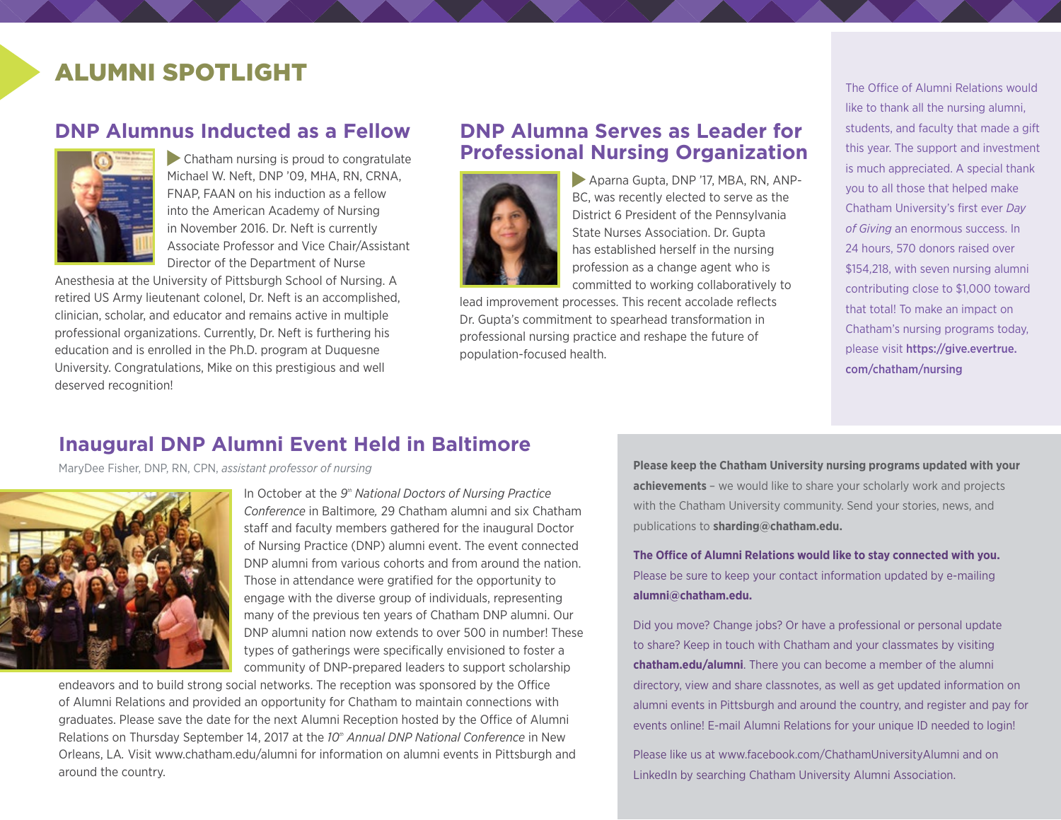# ALUMNI SPOTLIGHT

## DNP Alumnus Inducted as a Fellow

Chatham nursing is proud to congratulate Michael W. Neft, DNP '09, MHA, RN, CRNA, FNAP, FAAN on his induction as a fellow into the American Academy of Nursing in November 2016. Dr. Neft is currently Associate Professor and Vice Chair/Assistant Director of the Department of Nurse Anesthesia at the University of Pittsburgh School of Nursing. A retired US Army lieutenant colonel, Dr. Neft is an accomplished, clinician, scholar, and educator and remains active in multiple professional organizations. Currently, Dr. Neft is furthering his education and is enrolled in the Ph.D. program at Duquesne University. Congratulations, Mike on this prestigious and well deserved recognition!

## DNP Alumna Serves as Leader for Professional Nursing Organization

Aparna Gupta, DNP '17, MBA, RN, ANP-BC, was recently elected to serve as the District 6 President of the Pennsylvania State Nurses Association. Dr. Gupta has established herself in the nursing profession as a change agent who is committed to working collaboratively to lead improvement processes. This recent accolade reflects Dr. Gupta's commitment to spearhead transformation in professional nursing practice and reshape the future of population-focused health.

The Office of Alumni Relations would like to thank all the nursing alumni, students, and faculty that made a gift this year. The support and investment is much appreciated. A special thank you to all those that helped make Chatham University's first ever *Day of Giving* an enormous success. In 24 hours, 570 donors raised over $154,218, with seven nursing alumni contributing close to $1,000 toward that total! To make an impact on Chatham's nursing programs today, please visit **https://give.evertrue.com/chatham/nursing**

## Inaugural DNP Alumni Event Held in Baltimore

MaryDee Fisher, DNP, RN, CPN, *assistant professor of nursing*

In October at the *9th National Doctors of Nursing Practice Conference* in Baltimore, 29 Chatham alumni and six Chatham staff and faculty members gathered for the inaugural Doctor of Nursing Practice (DNP) alumni event. The event connected DNP alumni from various cohorts and from around the nation. Those in attendance were gratified for the opportunity to engage with the diverse group of individuals, representing many of the previous ten years of Chatham DNP alumni. Our DNP alumni nation now extends to over 500 in number! These types of gatherings were specifically envisioned to foster a community of DNP-prepared leaders to support scholarship endeavors and to build strong social networks. The reception was sponsored by the Office of Alumni Relations and provided an opportunity for Chatham to maintain connections with graduates. Please save the date for the next Alumni Reception hosted by the Office of Alumni Relations on Thursday September 14, 2017 at the *10th Annual DNP National Conference* in New Orleans, LA. Visit www.chatham.edu/alumni for information on alumni events in Pittsburgh and around the country.

**Please keep the Chatham University nursing programs updated with your achievements** – we would like to share your scholarly work and projects with the Chatham University community. Send your stories, news, and publications to **sharding@chatham.edu.**

**The Office of Alumni Relations would like to stay connected with you.** Please be sure to keep your contact information updated by e-mailing **alumni@chatham.edu.**

Did you move? Change jobs? Or have a professional or personal update to share? Keep in touch with Chatham and your classmates by visiting **chatham.edu/alumni**. There you can become a member of the alumni directory, view and share classnotes, as well as get updated information on alumni events in Pittsburgh and around the country, and register and pay for events online! E-mail Alumni Relations for your unique ID needed to login!

Please like us at www.facebook.com/ChathamUniversityAlumni and on LinkedIn by searching Chatham University Alumni Association.